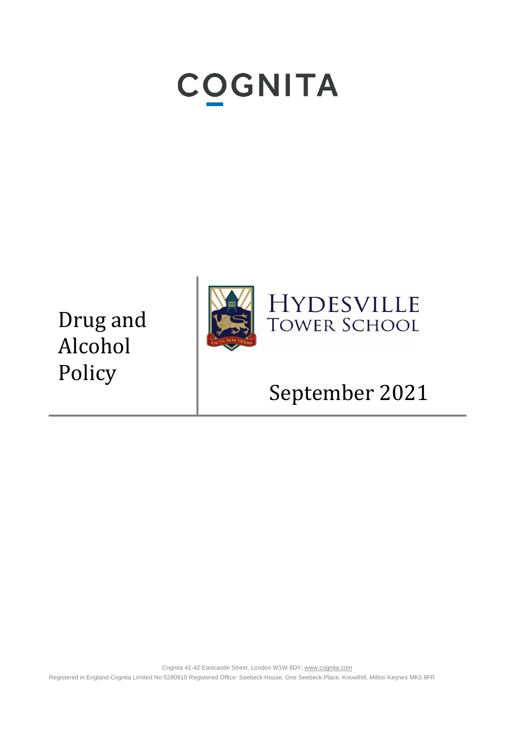# COGNITA

# Drug and Alcohol Policy

HYDESVILLE TOWER SCHOOL

FACTA NON VERBA

September 2021

Cognita 41-42 Eastcastle Street, London W1W 8DY, www.cognita.com

Registered in England Cognita Limited No 5280910 Registered Office: Seebeck House, One Seebeck Place, Knowlhill, Milton Keynes MK5 8FR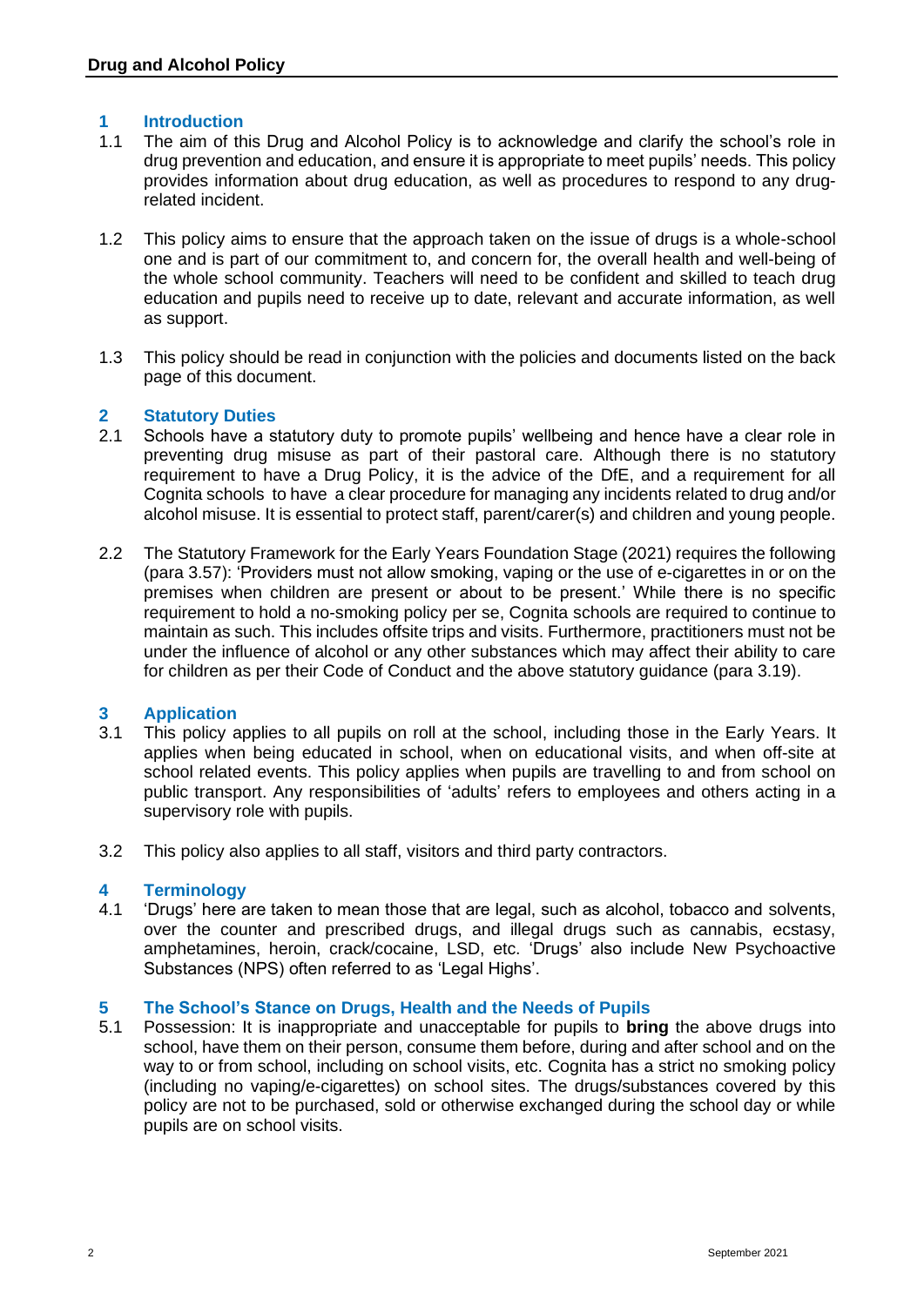## 1 Introduction

1.1 The aim of this Drug and Alcohol Policy is to acknowledge and clarify the school's role in drug prevention and education, and ensure it is appropriate to meet pupils' needs. This policy provides information about drug education, as well as procedures to respond to any drug-related incident.

1.2 This policy aims to ensure that the approach taken on the issue of drugs is a whole-school one and is part of our commitment to, and concern for, the overall health and well-being of the whole school community. Teachers will need to be confident and skilled to teach drug education and pupils need to receive up to date, relevant and accurate information, as well as support.

1.3 This policy should be read in conjunction with the policies and documents listed on the back page of this document.

## 2 Statutory Duties

2.1 Schools have a statutory duty to promote pupils' wellbeing and hence have a clear role in preventing drug misuse as part of their pastoral care. Although there is no statutory requirement to have a Drug Policy, it is the advice of the DfE, and a requirement for all Cognita schools to have a clear procedure for managing any incidents related to drug and/or alcohol misuse. It is essential to protect staff, parent/carer(s) and children and young people.

2.2 The Statutory Framework for the Early Years Foundation Stage (2021) requires the following (para 3.57): 'Providers must not allow smoking, vaping or the use of e-cigarettes in or on the premises when children are present or about to be present.' While there is no specific requirement to hold a no-smoking policy per se, Cognita schools are required to continue to maintain as such. This includes offsite trips and visits. Furthermore, practitioners must not be under the influence of alcohol or any other substances which may affect their ability to care for children as per their Code of Conduct and the above statutory guidance (para 3.19).

## 3 Application

3.1 This policy applies to all pupils on roll at the school, including those in the Early Years. It applies when being educated in school, when on educational visits, and when off-site at school related events. This policy applies when pupils are travelling to and from school on public transport. Any responsibilities of 'adults' refers to employees and others acting in a supervisory role with pupils.

3.2 This policy also applies to all staff, visitors and third party contractors.

## 4 Terminology

4.1 'Drugs' here are taken to mean those that are legal, such as alcohol, tobacco and solvents, over the counter and prescribed drugs, and illegal drugs such as cannabis, ecstasy, amphetamines, heroin, crack/cocaine, LSD, etc. 'Drugs' also include New Psychoactive Substances (NPS) often referred to as 'Legal Highs'.

## 5 The School's Stance on Drugs, Health and the Needs of Pupils

5.1 Possession: It is inappropriate and unacceptable for pupils to **bring** the above drugs into school, have them on their person, consume them before, during and after school and on the way to or from school, including on school visits, etc. Cognita has a strict no smoking policy (including no vaping/e-cigarettes) on school sites. The drugs/substances covered by this policy are not to be purchased, sold or otherwise exchanged during the school day or while pupils are on school visits.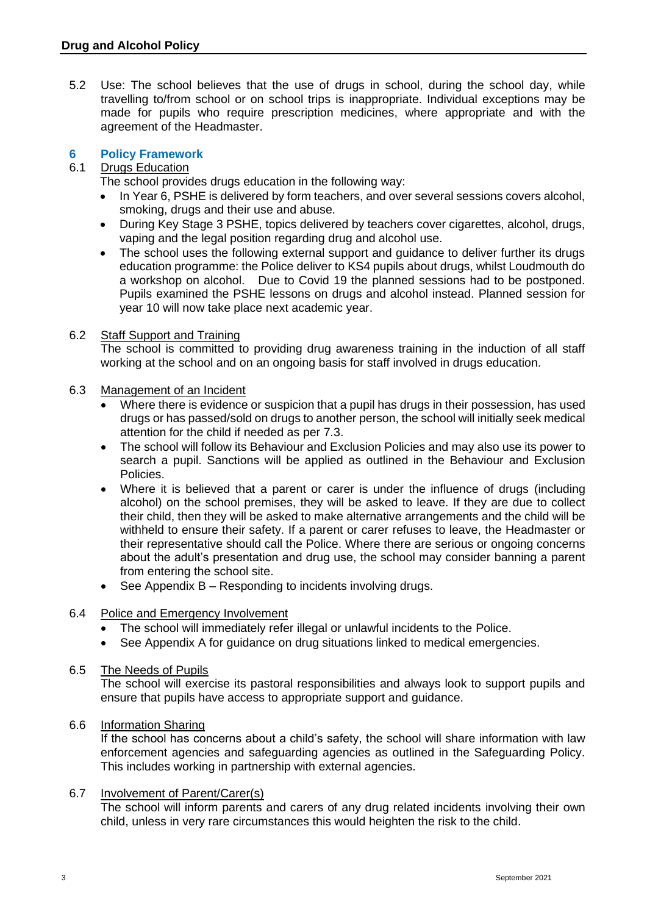5.2 Use: The school believes that the use of drugs in school, during the school day, while travelling to/from school or on school trips is inappropriate. Individual exceptions may be made for pupils who require prescription medicines, where appropriate and with the agreement of the Headmaster.

## 6 Policy Framework

6.1 Drugs Education

The school provides drugs education in the following way:

- In Year 6, PSHE is delivered by form teachers, and over several sessions covers alcohol, smoking, drugs and their use and abuse.
- During Key Stage 3 PSHE, topics delivered by teachers cover cigarettes, alcohol, drugs, vaping and the legal position regarding drug and alcohol use.
- The school uses the following external support and guidance to deliver further its drugs education programme: the Police deliver to KS4 pupils about drugs, whilst Loudmouth do a workshop on alcohol. Due to Covid 19 the planned sessions had to be postponed. Pupils examined the PSHE lessons on drugs and alcohol instead. Planned session for year 10 will now take place next academic year.

6.2 Staff Support and Training

The school is committed to providing drug awareness training in the induction of all staff working at the school and on an ongoing basis for staff involved in drugs education.

6.3 Management of an Incident

- Where there is evidence or suspicion that a pupil has drugs in their possession, has used drugs or has passed/sold on drugs to another person, the school will initially seek medical attention for the child if needed as per 7.3.
- The school will follow its Behaviour and Exclusion Policies and may also use its power to search a pupil. Sanctions will be applied as outlined in the Behaviour and Exclusion Policies.
- Where it is believed that a parent or carer is under the influence of drugs (including alcohol) on the school premises, they will be asked to leave. If they are due to collect their child, then they will be asked to make alternative arrangements and the child will be withheld to ensure their safety. If a parent or carer refuses to leave, the Headmaster or their representative should call the Police. Where there are serious or ongoing concerns about the adult's presentation and drug use, the school may consider banning a parent from entering the school site.
- See Appendix B – Responding to incidents involving drugs.

6.4 Police and Emergency Involvement

- The school will immediately refer illegal or unlawful incidents to the Police.
- See Appendix A for guidance on drug situations linked to medical emergencies.

6.5 The Needs of Pupils

The school will exercise its pastoral responsibilities and always look to support pupils and ensure that pupils have access to appropriate support and guidance.

6.6 Information Sharing

If the school has concerns about a child's safety, the school will share information with law enforcement agencies and safeguarding agencies as outlined in the Safeguarding Policy. This includes working in partnership with external agencies.

6.7 Involvement of Parent/Carer(s)

The school will inform parents and carers of any drug related incidents involving their own child, unless in very rare circumstances this would heighten the risk to the child.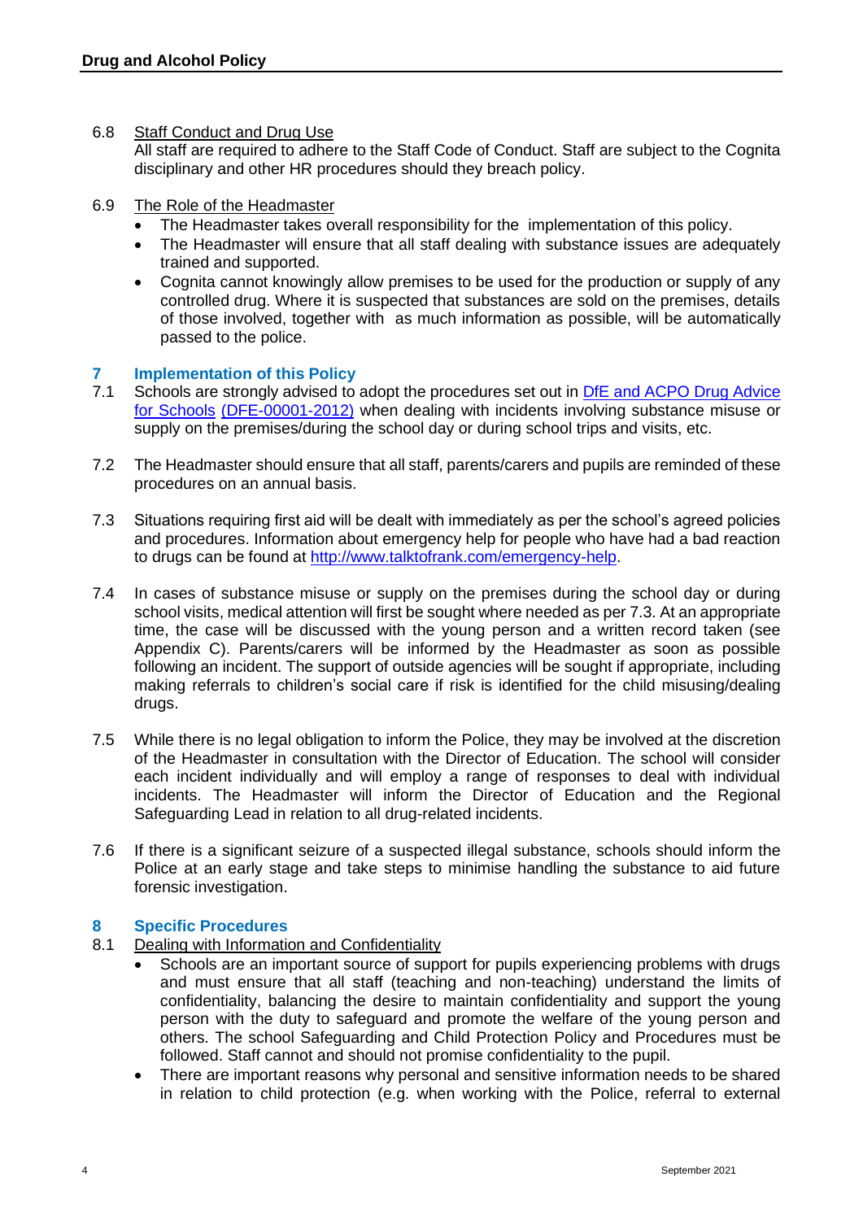6.8 Staff Conduct and Drug Use

All staff are required to adhere to the Staff Code of Conduct. Staff are subject to the Cognita disciplinary and other HR procedures should they breach policy.

6.9 The Role of the Headmaster

- The Headmaster takes overall responsibility for the implementation of this policy.
- The Headmaster will ensure that all staff dealing with substance issues are adequately trained and supported.
- Cognita cannot knowingly allow premises to be used for the production or supply of any controlled drug. Where it is suspected that substances are sold on the premises, details of those involved, together with as much information as possible, will be automatically passed to the police.

## 7 Implementation of this Policy

7.1 Schools are strongly advised to adopt the procedures set out in [DfE and ACPO Drug Advice for Schools](#) [(DFE-00001-2012)](#) when dealing with incidents involving substance misuse or supply on the premises/during the school day or during school trips and visits, etc.

7.2 The Headmaster should ensure that all staff, parents/carers and pupils are reminded of these procedures on an annual basis.

7.3 Situations requiring first aid will be dealt with immediately as per the school's agreed policies and procedures. Information about emergency help for people who have had a bad reaction to drugs can be found at [http://www.talktofrank.com/emergency-help](http://www.talktofrank.com/emergency-help).

7.4 In cases of substance misuse or supply on the premises during the school day or during school visits, medical attention will first be sought where needed as per 7.3. At an appropriate time, the case will be discussed with the young person and a written record taken (see Appendix C). Parents/carers will be informed by the Headmaster as soon as possible following an incident. The support of outside agencies will be sought if appropriate, including making referrals to children's social care if risk is identified for the child misusing/dealing drugs.

7.5 While there is no legal obligation to inform the Police, they may be involved at the discretion of the Headmaster in consultation with the Director of Education. The school will consider each incident individually and will employ a range of responses to deal with individual incidents. The Headmaster will inform the Director of Education and the Regional Safeguarding Lead in relation to all drug-related incidents.

7.6 If there is a significant seizure of a suspected illegal substance, schools should inform the Police at an early stage and take steps to minimise handling the substance to aid future forensic investigation.

## 8 Specific Procedures

8.1 Dealing with Information and Confidentiality

- Schools are an important source of support for pupils experiencing problems with drugs and must ensure that all staff (teaching and non-teaching) understand the limits of confidentiality, balancing the desire to maintain confidentiality and support the young person with the duty to safeguard and promote the welfare of the young person and others. The school Safeguarding and Child Protection Policy and Procedures must be followed. Staff cannot and should not promise confidentiality to the pupil.
- There are important reasons why personal and sensitive information needs to be shared in relation to child protection (e.g. when working with the Police, referral to external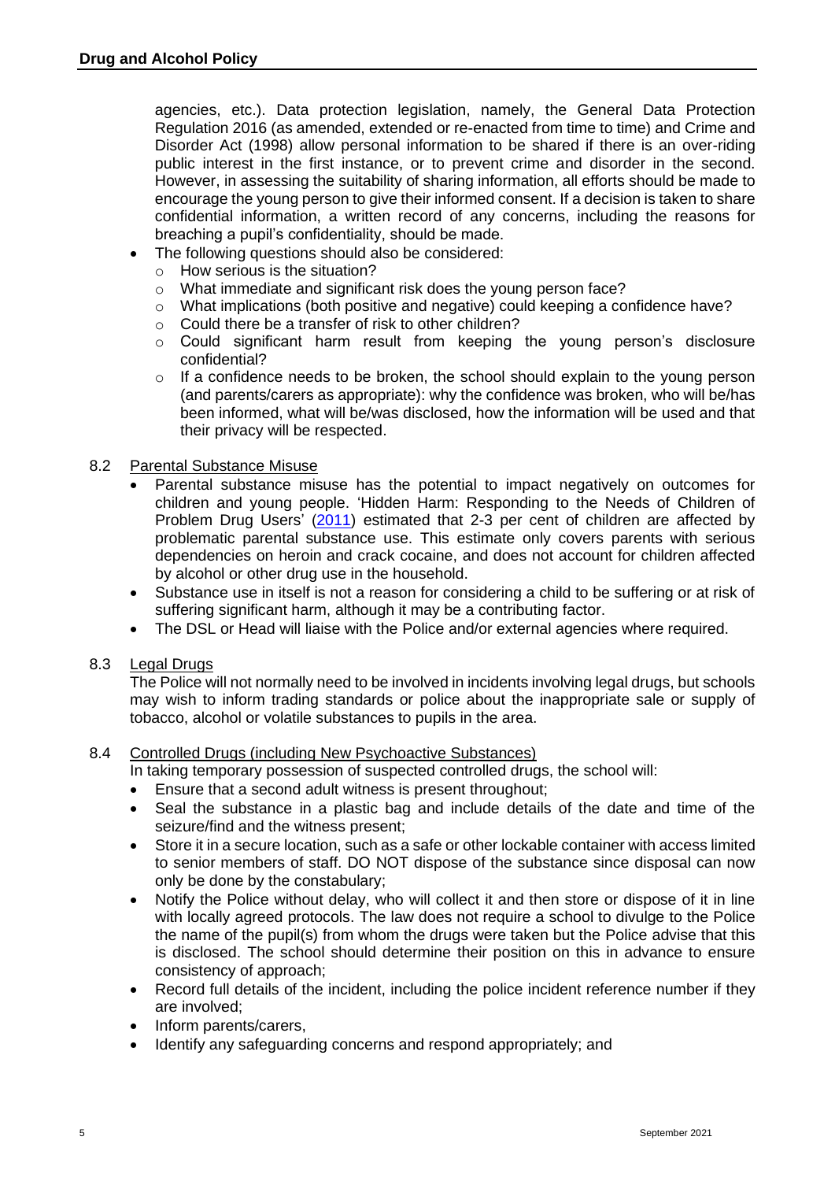agencies, etc.). Data protection legislation, namely, the General Data Protection Regulation 2016 (as amended, extended or re-enacted from time to time) and Crime and Disorder Act (1998) allow personal information to be shared if there is an over-riding public interest in the first instance, or to prevent crime and disorder in the second. However, in assessing the suitability of sharing information, all efforts should be made to encourage the young person to give their informed consent. If a decision is taken to share confidential information, a written record of any concerns, including the reasons for breaching a pupil's confidentiality, should be made.

- The following questions should also be considered:
  - How serious is the situation?
  - What immediate and significant risk does the young person face?
  - What implications (both positive and negative) could keeping a confidence have?
  - Could there be a transfer of risk to other children?
  - Could significant harm result from keeping the young person's disclosure confidential?
  - If a confidence needs to be broken, the school should explain to the young person (and parents/carers as appropriate): why the confidence was broken, who will be/has been informed, what will be/was disclosed, how the information will be used and that their privacy will be respected.

8.2 Parental Substance Misuse

- Parental substance misuse has the potential to impact negatively on outcomes for children and young people. 'Hidden Harm: Responding to the Needs of Children of Problem Drug Users' (2011) estimated that 2-3 per cent of children are affected by problematic parental substance use. This estimate only covers parents with serious dependencies on heroin and crack cocaine, and does not account for children affected by alcohol or other drug use in the household.
- Substance use in itself is not a reason for considering a child to be suffering or at risk of suffering significant harm, although it may be a contributing factor.
- The DSL or Head will liaise with the Police and/or external agencies where required.

8.3 Legal Drugs

The Police will not normally need to be involved in incidents involving legal drugs, but schools may wish to inform trading standards or police about the inappropriate sale or supply of tobacco, alcohol or volatile substances to pupils in the area.

8.4 Controlled Drugs (including New Psychoactive Substances)

In taking temporary possession of suspected controlled drugs, the school will:

- Ensure that a second adult witness is present throughout;
- Seal the substance in a plastic bag and include details of the date and time of the seizure/find and the witness present;
- Store it in a secure location, such as a safe or other lockable container with access limited to senior members of staff. DO NOT dispose of the substance since disposal can now only be done by the constabulary;
- Notify the Police without delay, who will collect it and then store or dispose of it in line with locally agreed protocols. The law does not require a school to divulge to the Police the name of the pupil(s) from whom the drugs were taken but the Police advise that this is disclosed. The school should determine their position on this in advance to ensure consistency of approach;
- Record full details of the incident, including the police incident reference number if they are involved;
- Inform parents/carers,
- Identify any safeguarding concerns and respond appropriately; and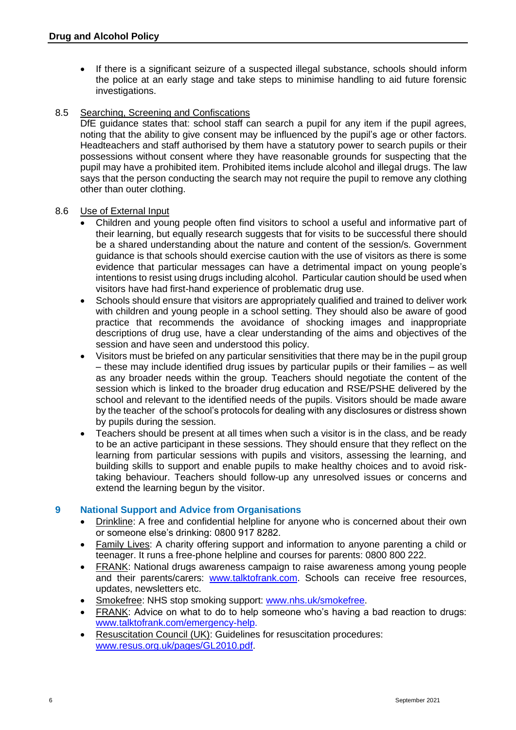- If there is a significant seizure of a suspected illegal substance, schools should inform the police at an early stage and take steps to minimise handling to aid future forensic investigations.

### 8.5 Searching, Screening and Confiscations

DfE guidance states that: school staff can search a pupil for any item if the pupil agrees, noting that the ability to give consent may be influenced by the pupil's age or other factors. Headteachers and staff authorised by them have a statutory power to search pupils or their possessions without consent where they have reasonable grounds for suspecting that the pupil may have a prohibited item. Prohibited items include alcohol and illegal drugs. The law says that the person conducting the search may not require the pupil to remove any clothing other than outer clothing.

### 8.6 Use of External Input

- Children and young people often find visitors to school a useful and informative part of their learning, but equally research suggests that for visits to be successful there should be a shared understanding about the nature and content of the session/s. Government guidance is that schools should exercise caution with the use of visitors as there is some evidence that particular messages can have a detrimental impact on young people's intentions to resist using drugs including alcohol. Particular caution should be used when visitors have had first-hand experience of problematic drug use.
- Schools should ensure that visitors are appropriately qualified and trained to deliver work with children and young people in a school setting. They should also be aware of good practice that recommends the avoidance of shocking images and inappropriate descriptions of drug use, have a clear understanding of the aims and objectives of the session and have seen and understood this policy.
- Visitors must be briefed on any particular sensitivities that there may be in the pupil group – these may include identified drug issues by particular pupils or their families – as well as any broader needs within the group. Teachers should negotiate the content of the session which is linked to the broader drug education and RSE/PSHE delivered by the school and relevant to the identified needs of the pupils. Visitors should be made aware by the teacher of the school's protocols for dealing with any disclosures or distress shown by pupils during the session.
- Teachers should be present at all times when such a visitor is in the class, and be ready to be an active participant in these sessions. They should ensure that they reflect on the learning from particular sessions with pupils and visitors, assessing the learning, and building skills to support and enable pupils to make healthy choices and to avoid risk-taking behaviour. Teachers should follow-up any unresolved issues or concerns and extend the learning begun by the visitor.

## 9 National Support and Advice from Organisations

- Drinkline: A free and confidential helpline for anyone who is concerned about their own or someone else's drinking: 0800 917 8282.
- Family Lives: A charity offering support and information to anyone parenting a child or teenager. It runs a free-phone helpline and courses for parents: 0800 800 222.
- FRANK: National drugs awareness campaign to raise awareness among young people and their parents/carers: www.talktofrank.com. Schools can receive free resources, updates, newsletters etc.
- Smokefree: NHS stop smoking support: www.nhs.uk/smokefree.
- FRANK: Advice on what to do to help someone who's having a bad reaction to drugs: www.talktofrank.com/emergency-help.
- Resuscitation Council (UK): Guidelines for resuscitation procedures: www.resus.org.uk/pages/GL2010.pdf.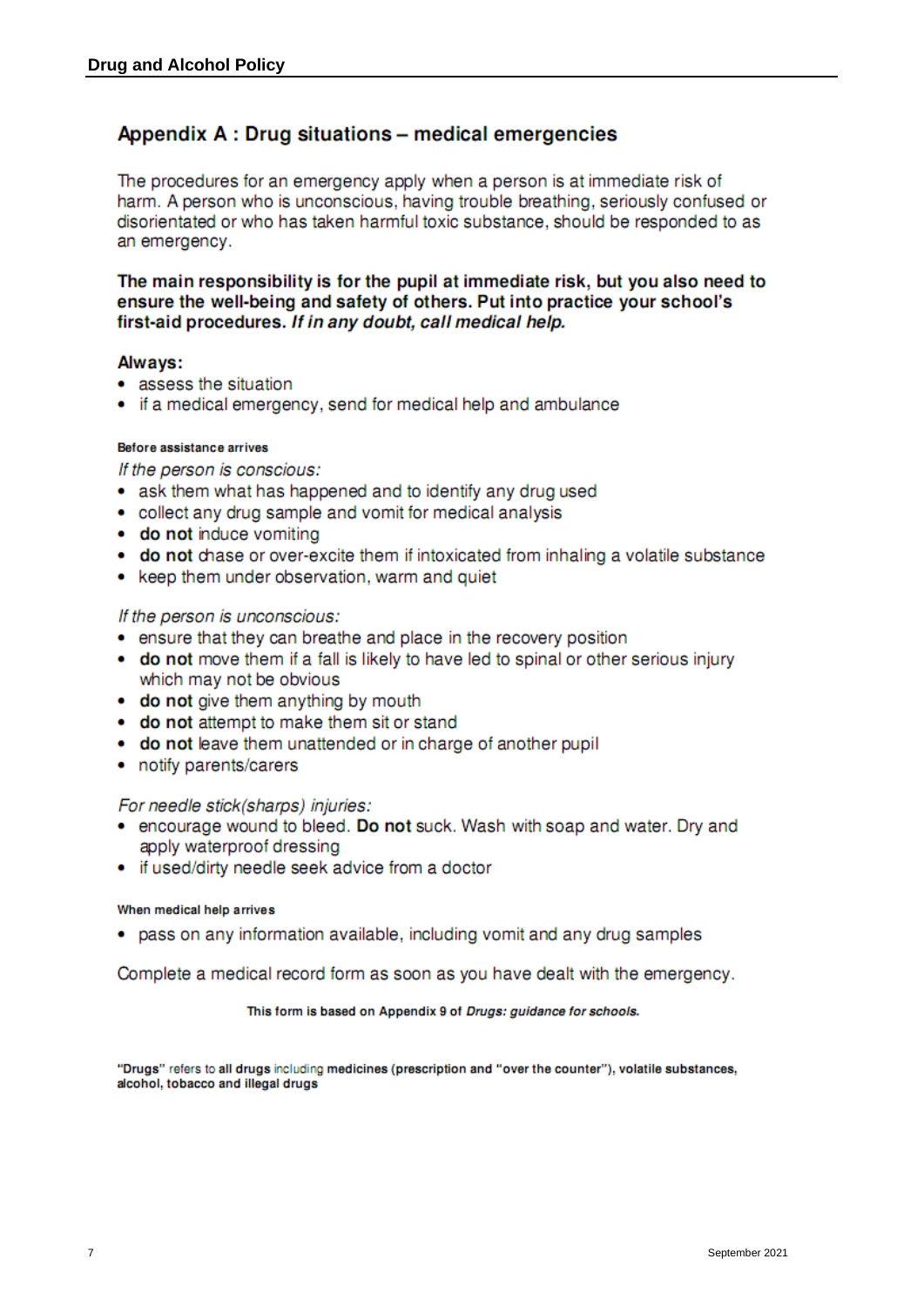## Appendix A : Drug situations – medical emergencies

The procedures for an emergency apply when a person is at immediate risk of harm. A person who is unconscious, having trouble breathing, seriously confused or disorientated or who has taken harmful toxic substance, should be responded to as an emergency.

**The main responsibility is for the pupil at immediate risk, but you also need to ensure the well-being and safety of others. Put into practice your school's first-aid procedures. *If in any doubt, call medical help.***

### Always:

- assess the situation
- if a medical emergency, send for medical help and ambulance

**Before assistance arrives**

*If the person is conscious:*

- ask them what has happened and to identify any drug used
- collect any drug sample and vomit for medical analysis
- **do not** induce vomiting
- **do not** chase or over-excite them if intoxicated from inhaling a volatile substance
- keep them under observation, warm and quiet

*If the person is unconscious:*

- ensure that they can breathe and place in the recovery position
- **do not** move them if a fall is likely to have led to spinal or other serious injury which may not be obvious
- **do not** give them anything by mouth
- **do not** attempt to make them sit or stand
- **do not** leave them unattended or in charge of another pupil
- notify parents/carers

*For needle stick(sharps) injuries:*

- encourage wound to bleed. **Do not** suck. Wash with soap and water. Dry and apply waterproof dressing
- if used/dirty needle seek advice from a doctor

**When medical help arrives**

- pass on any information available, including vomit and any drug samples

Complete a medical record form as soon as you have dealt with the emergency.

**This form is based on Appendix 9 of *Drugs: guidance for schools*.**

**"Drugs"** refers to **all drugs** including **medicines (prescription and "over the counter"), volatile substances, alcohol, tobacco and illegal drugs**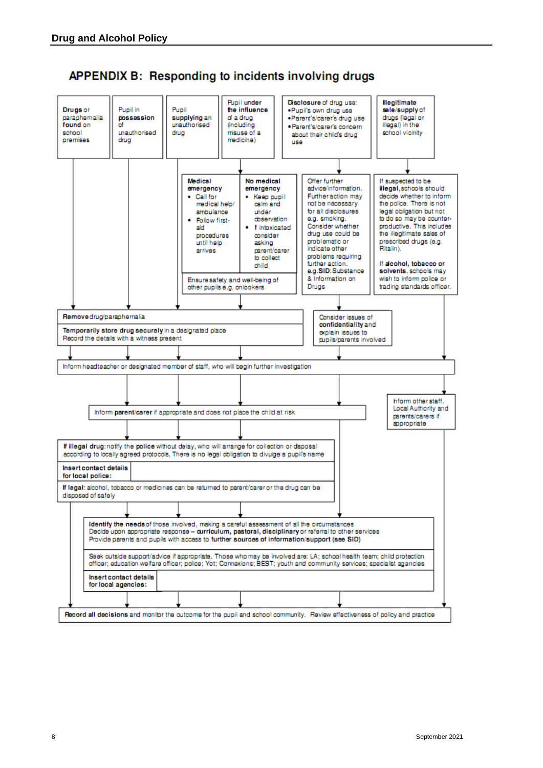# APPENDIX B: Responding to incidents involving drugs

**Drugs** or paraphernalia **found** on school premises

Pupil in **possession** of unauthorised drug

Pupil **supplying** an unauthorised drug

Pupil **under the influence** of a drug (including misuse of a medicine)

**Disclosure** of drug use:
- Pupil's own drug use
- Parent's/carer's drug use
- Parent's/carer's concern about their child's drug use

**Illegitimate sale/supply** of drugs (legal or illegal) in the school vicinity

---

**Medical emergency**
- Call for medical help/ ambulance
- Follow first-aid procedures until help arrives

**No medical emergency**
- Keep pupil calm and under observation
- If intoxicated consider asking parent/carer to collect child

Ensure safety and well-being of other pupils e.g. onlookers

Offer further advice/information. Further action may not be necessary for all disclosures e.g. smoking. Consider whether drug use could be problematic or indicate other problems requiring further action. e.g. **SID**: Substance & Information on Drugs

If suspected to be **illegal**, schools should decide whether to inform the police. There is not legal obligation but not to do so may be counter-productive. This includes the illegitimate sales of prescribed drugs (e.g. Ritalin).

If **alcohol, tobacco or solvents**, schools may wish to inform police or trading standards officer.

---

**Remove** drug/paraphernalia

**Temporarily store drug securely** in a designated place
Record the details with a witness present

Consider issues of **confidentiality** and explain issues to pupils/parents involved

---

Inform headteacher or designated member of staff, who will begin further investigation

Inform **parent/carer** if appropriate and does not place the child at risk

Inform other staff. Local Authority and parents/carers if appropriate

---

**If illegal drug**: notify the **police** without delay, who will arrange for collection or disposal according to locally agreed protocols. There is no legal obligation to divulge a pupil's name

| **Insert contact details for local police:** | |
|---|---|

**If legal**: alcohol, tobacco or medicines can be returned to parent/carer or the drug can be disposed of safely

---

**Identify the needs** of those involved, making a careful assessment of all the circumstances
Decide upon appropriate response – **curriculum, pastoral, disciplinary** or referral to other services
Provide parents and pupils with access to **further sources of information/support (see SID)**

Seek outside support/advice if appropriate. Those who may be involved are: LA; school health team; child protection officer; education welfare officer; police; Yot; Connexions; BEST; youth and community services; specialist agencies

| **Insert contact details for local agencies:** | |
|---|---|

---

**Record all decisions** and monitor the outcome for the pupil and school community. Review effectiveness of policy and practice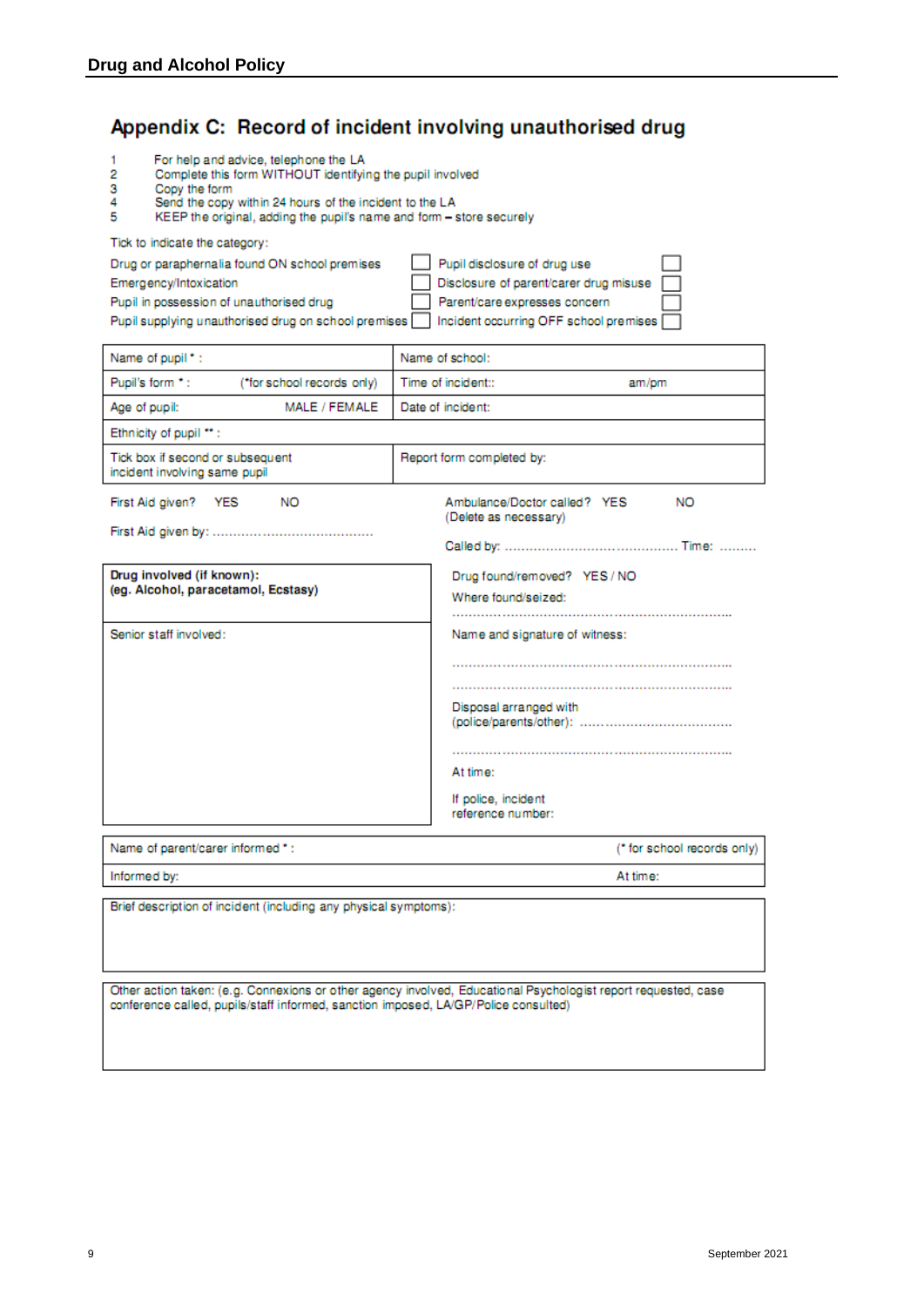## Appendix C: Record of incident involving unauthorised drug

1. For help and advice, telephone the LA
2. Complete this form WITHOUT identifying the pupil involved
3. Copy the form
4. Send the copy within 24 hours of the incident to the LA
5. KEEP the original, adding the pupil's name and form – store securely

Tick to indicate the category:

| | | | |
|---|---|---|---|
| Drug or paraphernalia found ON school premises | ☐ | Pupil disclosure of drug use | ☐ |
| Emergency/Intoxication | ☐ | Disclosure of parent/carer drug misuse | ☐ |
| Pupil in possession of unauthorised drug | ☐ | Parent/care expresses concern | ☐ |
| Pupil supplying unauthorised drug on school premises | ☐ | Incident occurring OFF school premises | ☐ |

| | |
|---|---|
| Name of pupil * : | Name of school: |
| Pupil's form * : (*for school records only) | Time of incident:: am/pm |
| Age of pupil: MALE / FEMALE | Date of incident: |
| Ethnicity of pupil ** : | |
| Tick box if second or subsequent incident involving same pupil | Report form completed by: |

First Aid given? YES NO

First Aid given by: ………………………………….

Ambulance/Doctor called? YES NO
(Delete as necessary)

Called by: ……………………………………. Time: ………

| | |
|---|---|
| **Drug involved (if known):** **(eg. Alcohol, paracetamol, Ecstasy)** | Drug found/removed? YES / NO<br>Where found/seized:<br>……………………………………………………… |
| Senior staff involved: | Name and signature of witness:<br>………………………………………………………<br>………………………………………………………<br>Disposal arranged with (police/parents/other): ………………………………<br>………………………………………………………<br>At time:<br>If police, incident reference number: |

| | |
|---|---|
| Name of parent/carer informed * : | (* for school records only) |
| Informed by: | At time: |

| |
|---|
| Brief description of incident (including any physical symptoms): |

| |
|---|
| Other action taken: (e.g. Connexions or other agency involved, Educational Psychologist report requested, case conference called, pupils/staff informed, sanction imposed, LA/GP/Police consulted) |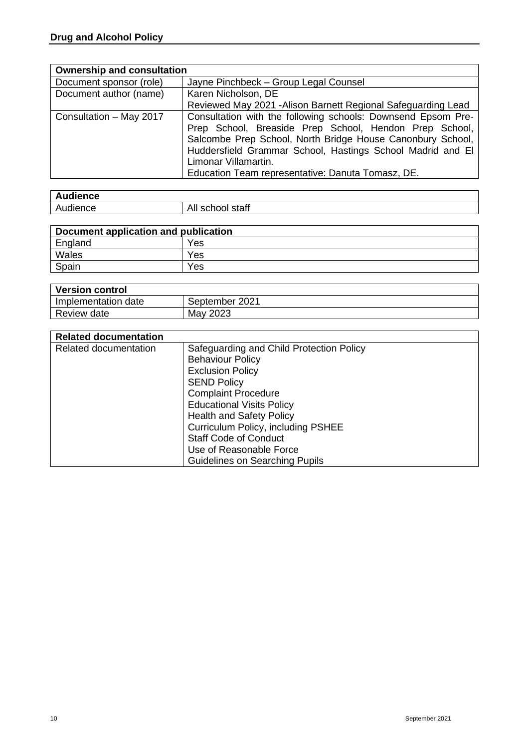## Drug and Alcohol Policy

| Ownership and consultation | |
|---|---|
| Document sponsor (role) | Jayne Pinchbeck – Group Legal Counsel |
| Document author (name) | Karen Nicholson, DE<br>Reviewed May 2021 -Alison Barnett Regional Safeguarding Lead |
| Consultation – May 2017 | Consultation with the following schools: Downsend Epsom Pre-Prep School, Breaside Prep School, Hendon Prep School, Salcombe Prep School, North Bridge House Canonbury School, Huddersfield Grammar School, Hastings School Madrid and El Limonar Villamartin.<br>Education Team representative: Danuta Tomasz, DE. |

| Audience | |
|---|---|
| Audience | All school staff |

| Document application and publication | |
|---|---|
| England | Yes |
| Wales | Yes |
| Spain | Yes |

| Version control | |
|---|---|
| Implementation date | September 2021 |
| Review date | May 2023 |

| Related documentation | |
|---|---|
| Related documentation | Safeguarding and Child Protection Policy<br>Behaviour Policy<br>Exclusion Policy<br>SEND Policy<br>Complaint Procedure<br>Educational Visits Policy<br>Health and Safety Policy<br>Curriculum Policy, including PSHEE<br>Staff Code of Conduct<br>Use of Reasonable Force<br>Guidelines on Searching Pupils |